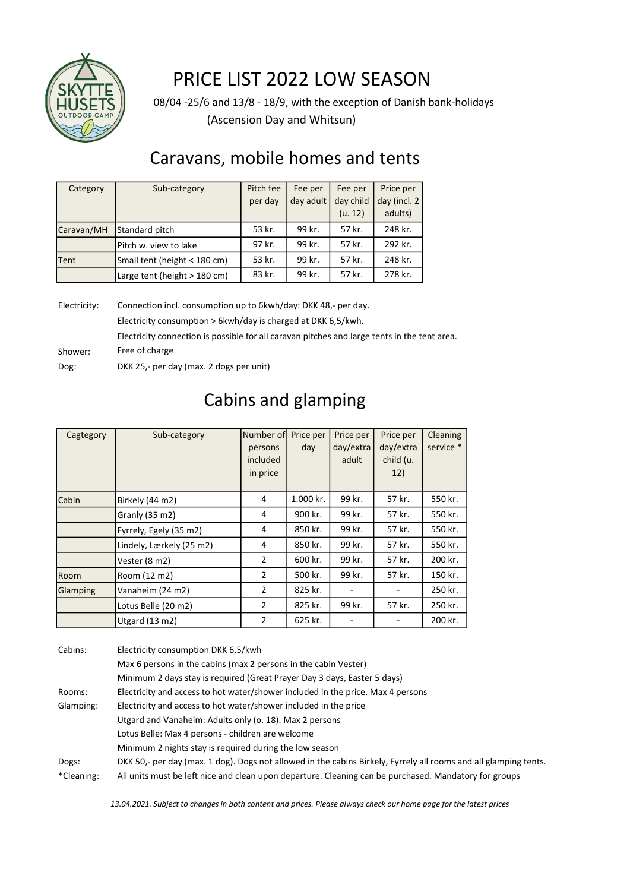# PRICE LIST 2022 LOW SEASON

08/04 -25/6 and 13/8 - 18/9, with the exception of Danish bank-holidays (Ascension Day and Whitsun)

## Caravans, mobile homes and tents

| Category | Sub-category | Pitch fee per day | Fee per day adult | Fee per day child (u. 12) | Price per day (incl. 2 adults) |
|---|---|---|---|---|---|
| Caravan/MH | Standard pitch | 53 kr. | 99 kr. | 57 kr. | 248 kr. |
| | Pitch w. view to lake | 97 kr. | 99 kr. | 57 kr. | 292 kr. |
| Tent | Small tent (height < 180 cm) | 53 kr. | 99 kr. | 57 kr. | 248 kr. |
| | Large tent (height > 180 cm) | 83 kr. | 99 kr. | 57 kr. | 278 kr. |

Electricity: Connection incl. consumption up to 6kwh/day: DKK 48,- per day.
Electricity consumption > 6kwh/day is charged at DKK 6,5/kwh.
Electricity connection is possible for all caravan pitches and large tents in the tent area.

Shower: Free of charge

Dog: DKK 25,- per day (max. 2 dogs per unit)

## Cabins and glamping

| Cagtegory | Sub-category | Number of persons included in price | Price per day | Price per day/extra adult | Price per day/extra child (u. 12) | Cleaning service * |
|---|---|---|---|---|---|---|
| Cabin | Birkely (44 m2) | 4 | 1.000 kr. | 99 kr. | 57 kr. | 550 kr. |
| | Granly (35 m2) | 4 | 900 kr. | 99 kr. | 57 kr. | 550 kr. |
| | Fyrrely, Egely (35 m2) | 4 | 850 kr. | 99 kr. | 57 kr. | 550 kr. |
| | Lindely, Lærkely (25 m2) | 4 | 850 kr. | 99 kr. | 57 kr. | 550 kr. |
| | Vester (8 m2) | 2 | 600 kr. | 99 kr. | 57 kr. | 200 kr. |
| Room | Room (12 m2) | 2 | 500 kr. | 99 kr. | 57 kr. | 150 kr. |
| Glamping | Vanaheim (24 m2) | 2 | 825 kr. | - | - | 250 kr. |
| | Lotus Belle (20 m2) | 2 | 825 kr. | 99 kr. | 57 kr. | 250 kr. |
| | Utgard (13 m2) | 2 | 625 kr. | - | - | 200 kr. |

Cabins: Electricity consumption DKK 6,5/kwh
Max 6 persons in the cabins (max 2 persons in the cabin Vester)
Minimum 2 days stay is required (Great Prayer Day 3 days, Easter 5 days)

Rooms: Electricity and access to hot water/shower included in the price. Max 4 persons

Glamping: Electricity and access to hot water/shower included in the price
Utgard and Vanaheim: Adults only (o. 18). Max 2 persons
Lotus Belle: Max 4 persons - children are welcome
Minimum 2 nights stay is required during the low season

Dogs: DKK 50,- per day (max. 1 dog). Dogs not allowed in the cabins Birkely, Fyrrely all rooms and all glamping tents.

*Cleaning: All units must be left nice and clean upon departure. Cleaning can be purchased. Mandatory for groups

*13.04.2021. Subject to changes in both content and prices. Please always check our home page for the latest prices*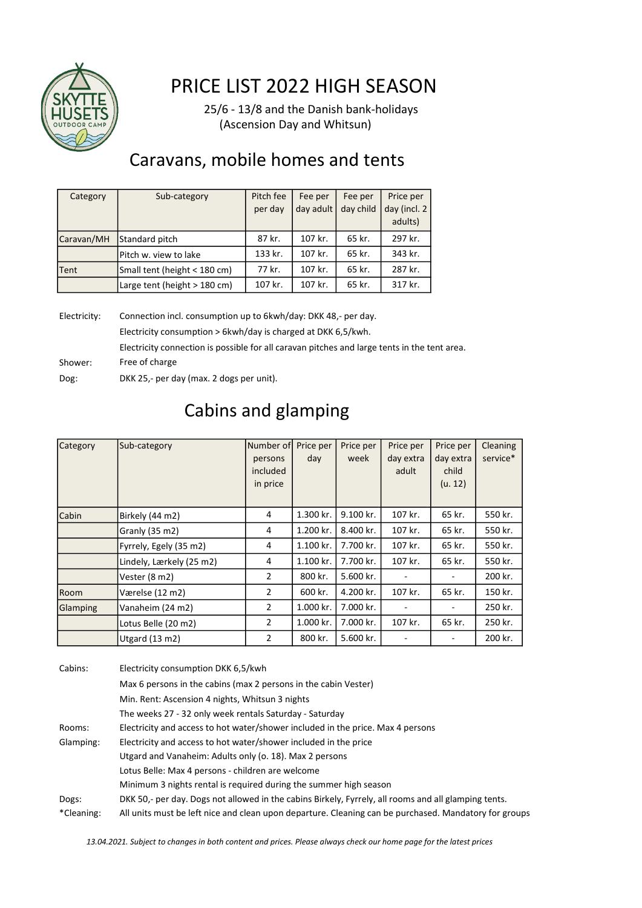# PRICE LIST 2022 HIGH SEASON

25/6 - 13/8 and the Danish bank-holidays (Ascension Day and Whitsun)

## Caravans, mobile homes and tents

| Category | Sub-category | Pitch fee per day | Fee per day adult | Fee per day child | Price per day (incl. 2 adults) |
|---|---|---|---|---|---|
| Caravan/MH | Standard pitch | 87 kr. | 107 kr. | 65 kr. | 297 kr. |
| | Pitch w. view to lake | 133 kr. | 107 kr. | 65 kr. | 343 kr. |
| Tent | Small tent (height < 180 cm) | 77 kr. | 107 kr. | 65 kr. | 287 kr. |
| | Large tent (height > 180 cm) | 107 kr. | 107 kr. | 65 kr. | 317 kr. |

Electricity: Connection incl. consumption up to 6kwh/day: DKK 48,- per day.
Electricity consumption > 6kwh/day is charged at DKK 6,5/kwh.
Electricity connection is possible for all caravan pitches and large tents in the tent area.

Shower: Free of charge

Dog: DKK 25,- per day (max. 2 dogs per unit).

## Cabins and glamping

| Category | Sub-category | Number of persons included in price | Price per day | Price per week | Price per day extra adult | Price per day extra child (u. 12) | Cleaning service* |
|---|---|---|---|---|---|---|---|
| Cabin | Birkely (44 m2) | 4 | 1.300 kr. | 9.100 kr. | 107 kr. | 65 kr. | 550 kr. |
| | Granly (35 m2) | 4 | 1.200 kr. | 8.400 kr. | 107 kr. | 65 kr. | 550 kr. |
| | Fyrrely, Egely (35 m2) | 4 | 1.100 kr. | 7.700 kr. | 107 kr. | 65 kr. | 550 kr. |
| | Lindely, Lærkely (25 m2) | 4 | 1.100 kr. | 7.700 kr. | 107 kr. | 65 kr. | 550 kr. |
| | Vester (8 m2) | 2 | 800 kr. | 5.600 kr. | - | - | 200 kr. |
| Room | Værelse (12 m2) | 2 | 600 kr. | 4.200 kr. | 107 kr. | 65 kr. | 150 kr. |
| Glamping | Vanaheim (24 m2) | 2 | 1.000 kr. | 7.000 kr. | - | - | 250 kr. |
| | Lotus Belle (20 m2) | 2 | 1.000 kr. | 7.000 kr. | 107 kr. | 65 kr. | 250 kr. |
| | Utgard (13 m2) | 2 | 800 kr. | 5.600 kr. | - | - | 200 kr. |

Cabins: Electricity consumption DKK 6,5/kwh
Max 6 persons in the cabins (max 2 persons in the cabin Vester)
Min. Rent: Ascension 4 nights, Whitsun 3 nights
The weeks 27 - 32 only week rentals Saturday - Saturday

Rooms: Electricity and access to hot water/shower included in the price. Max 4 persons

Glamping: Electricity and access to hot water/shower included in the price
Utgard and Vanaheim: Adults only (o. 18). Max 2 persons
Lotus Belle: Max 4 persons - children are welcome
Minimum 3 nights rental is required during the summer high season

Dogs: DKK 50,- per day. Dogs not allowed in the cabins Birkely, Fyrrely, all rooms and all glamping tents.

*Cleaning: All units must be left nice and clean upon departure. Cleaning can be purchased. Mandatory for groups

*13.04.2021. Subject to changes in both content and prices. Please always check our home page for the latest prices*